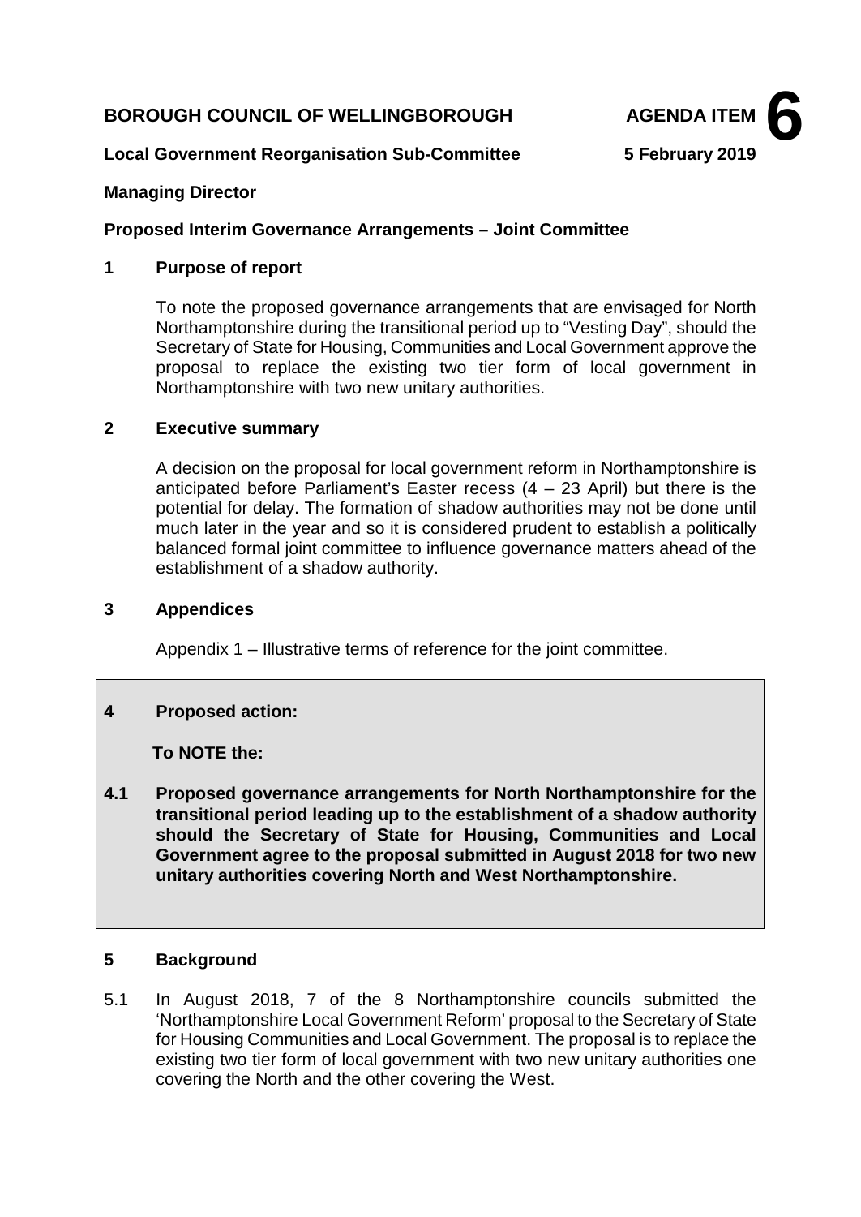**BOROUGH COUNCIL OF WELLINGBOROUGH** **AGENDA ITEM 6**

**Local Government Reorganisation Sub-Committee** **5 February 2019**

**Managing Director**

**Proposed Interim Governance Arrangements – Joint Committee**

## 1 Purpose of report

To note the proposed governance arrangements that are envisaged for North Northamptonshire during the transitional period up to "Vesting Day", should the Secretary of State for Housing, Communities and Local Government approve the proposal to replace the existing two tier form of local government in Northamptonshire with two new unitary authorities.

## 2 Executive summary

A decision on the proposal for local government reform in Northamptonshire is anticipated before Parliament's Easter recess (4 – 23 April) but there is the potential for delay. The formation of shadow authorities may not be done until much later in the year and so it is considered prudent to establish a politically balanced formal joint committee to influence governance matters ahead of the establishment of a shadow authority.

## 3 Appendices

Appendix 1 – Illustrative terms of reference for the joint committee.

## 4 Proposed action:

**To NOTE the:**

**4.1 Proposed governance arrangements for North Northamptonshire for the transitional period leading up to the establishment of a shadow authority should the Secretary of State for Housing, Communities and Local Government agree to the proposal submitted in August 2018 for two new unitary authorities covering North and West Northamptonshire.**

## 5 Background

5.1 In August 2018, 7 of the 8 Northamptonshire councils submitted the 'Northamptonshire Local Government Reform' proposal to the Secretary of State for Housing Communities and Local Government. The proposal is to replace the existing two tier form of local government with two new unitary authorities one covering the North and the other covering the West.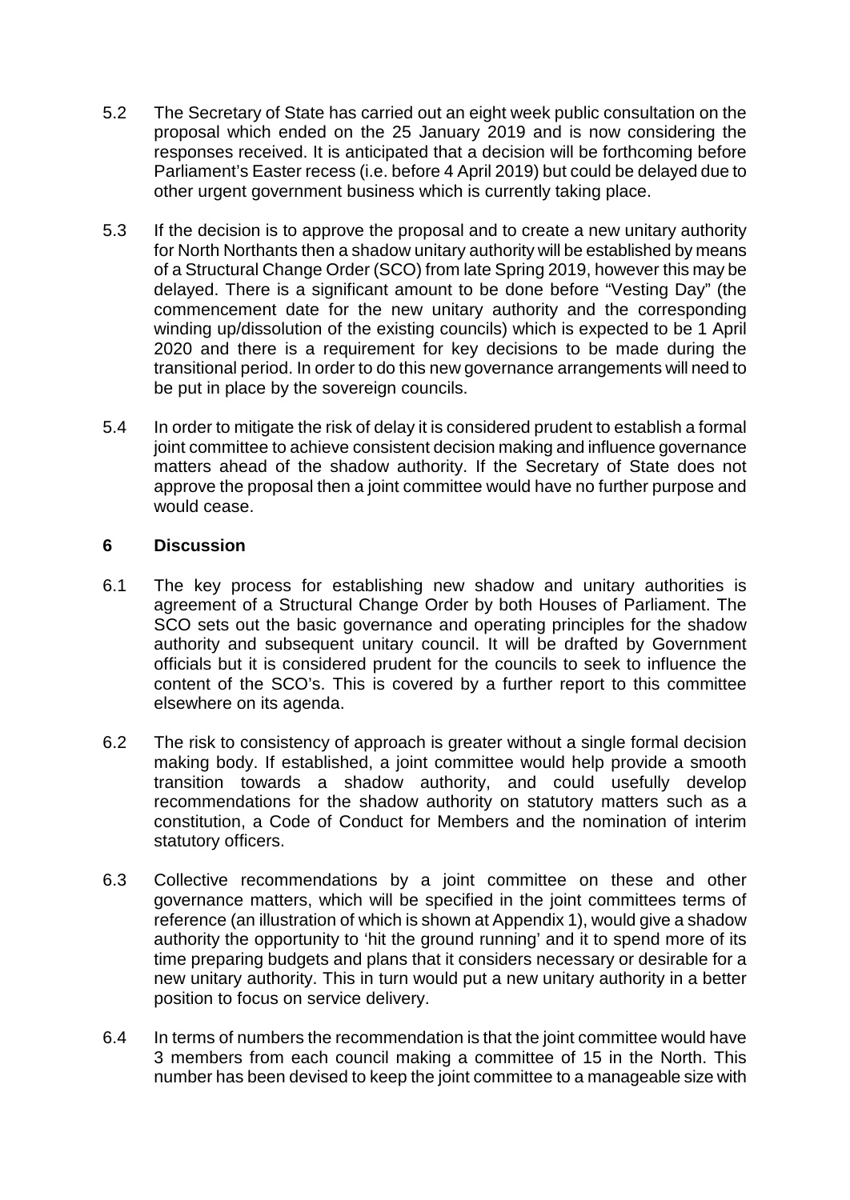5.2 The Secretary of State has carried out an eight week public consultation on the proposal which ended on the 25 January 2019 and is now considering the responses received. It is anticipated that a decision will be forthcoming before Parliament's Easter recess (i.e. before 4 April 2019) but could be delayed due to other urgent government business which is currently taking place.

5.3 If the decision is to approve the proposal and to create a new unitary authority for North Northants then a shadow unitary authority will be established by means of a Structural Change Order (SCO) from late Spring 2019, however this may be delayed. There is a significant amount to be done before "Vesting Day" (the commencement date for the new unitary authority and the corresponding winding up/dissolution of the existing councils) which is expected to be 1 April 2020 and there is a requirement for key decisions to be made during the transitional period. In order to do this new governance arrangements will need to be put in place by the sovereign councils.

5.4 In order to mitigate the risk of delay it is considered prudent to establish a formal joint committee to achieve consistent decision making and influence governance matters ahead of the shadow authority. If the Secretary of State does not approve the proposal then a joint committee would have no further purpose and would cease.

## 6 Discussion

6.1 The key process for establishing new shadow and unitary authorities is agreement of a Structural Change Order by both Houses of Parliament. The SCO sets out the basic governance and operating principles for the shadow authority and subsequent unitary council. It will be drafted by Government officials but it is considered prudent for the councils to seek to influence the content of the SCO's. This is covered by a further report to this committee elsewhere on its agenda.

6.2 The risk to consistency of approach is greater without a single formal decision making body. If established, a joint committee would help provide a smooth transition towards a shadow authority, and could usefully develop recommendations for the shadow authority on statutory matters such as a constitution, a Code of Conduct for Members and the nomination of interim statutory officers.

6.3 Collective recommendations by a joint committee on these and other governance matters, which will be specified in the joint committees terms of reference (an illustration of which is shown at Appendix 1), would give a shadow authority the opportunity to 'hit the ground running' and it to spend more of its time preparing budgets and plans that it considers necessary or desirable for a new unitary authority. This in turn would put a new unitary authority in a better position to focus on service delivery.

6.4 In terms of numbers the recommendation is that the joint committee would have 3 members from each council making a committee of 15 in the North. This number has been devised to keep the joint committee to a manageable size with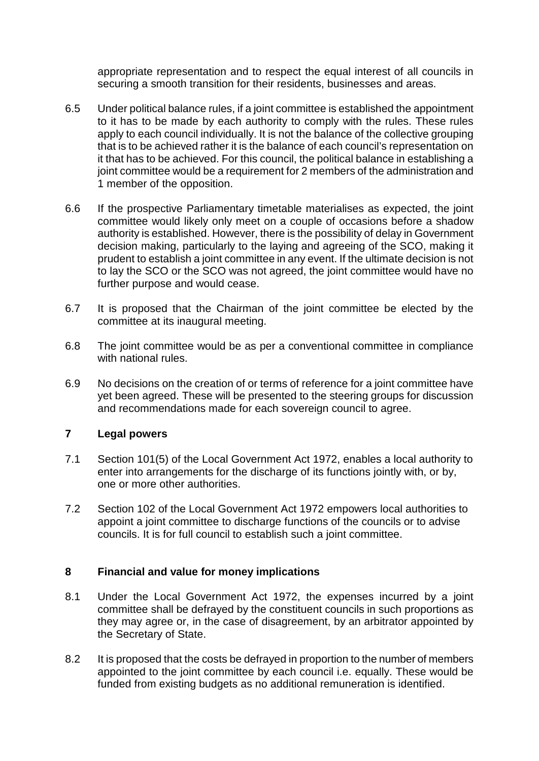appropriate representation and to respect the equal interest of all councils in securing a smooth transition for their residents, businesses and areas.

6.5 Under political balance rules, if a joint committee is established the appointment to it has to be made by each authority to comply with the rules. These rules apply to each council individually. It is not the balance of the collective grouping that is to be achieved rather it is the balance of each council's representation on it that has to be achieved. For this council, the political balance in establishing a joint committee would be a requirement for 2 members of the administration and 1 member of the opposition.

6.6 If the prospective Parliamentary timetable materialises as expected, the joint committee would likely only meet on a couple of occasions before a shadow authority is established. However, there is the possibility of delay in Government decision making, particularly to the laying and agreeing of the SCO, making it prudent to establish a joint committee in any event. If the ultimate decision is not to lay the SCO or the SCO was not agreed, the joint committee would have no further purpose and would cease.

6.7 It is proposed that the Chairman of the joint committee be elected by the committee at its inaugural meeting.

6.8 The joint committee would be as per a conventional committee in compliance with national rules.

6.9 No decisions on the creation of or terms of reference for a joint committee have yet been agreed. These will be presented to the steering groups for discussion and recommendations made for each sovereign council to agree.

## 7 Legal powers

7.1 Section 101(5) of the Local Government Act 1972, enables a local authority to enter into arrangements for the discharge of its functions jointly with, or by, one or more other authorities.

7.2 Section 102 of the Local Government Act 1972 empowers local authorities to appoint a joint committee to discharge functions of the councils or to advise councils. It is for full council to establish such a joint committee.

## 8 Financial and value for money implications

8.1 Under the Local Government Act 1972, the expenses incurred by a joint committee shall be defrayed by the constituent councils in such proportions as they may agree or, in the case of disagreement, by an arbitrator appointed by the Secretary of State.

8.2 It is proposed that the costs be defrayed in proportion to the number of members appointed to the joint committee by each council i.e. equally. These would be funded from existing budgets as no additional remuneration is identified.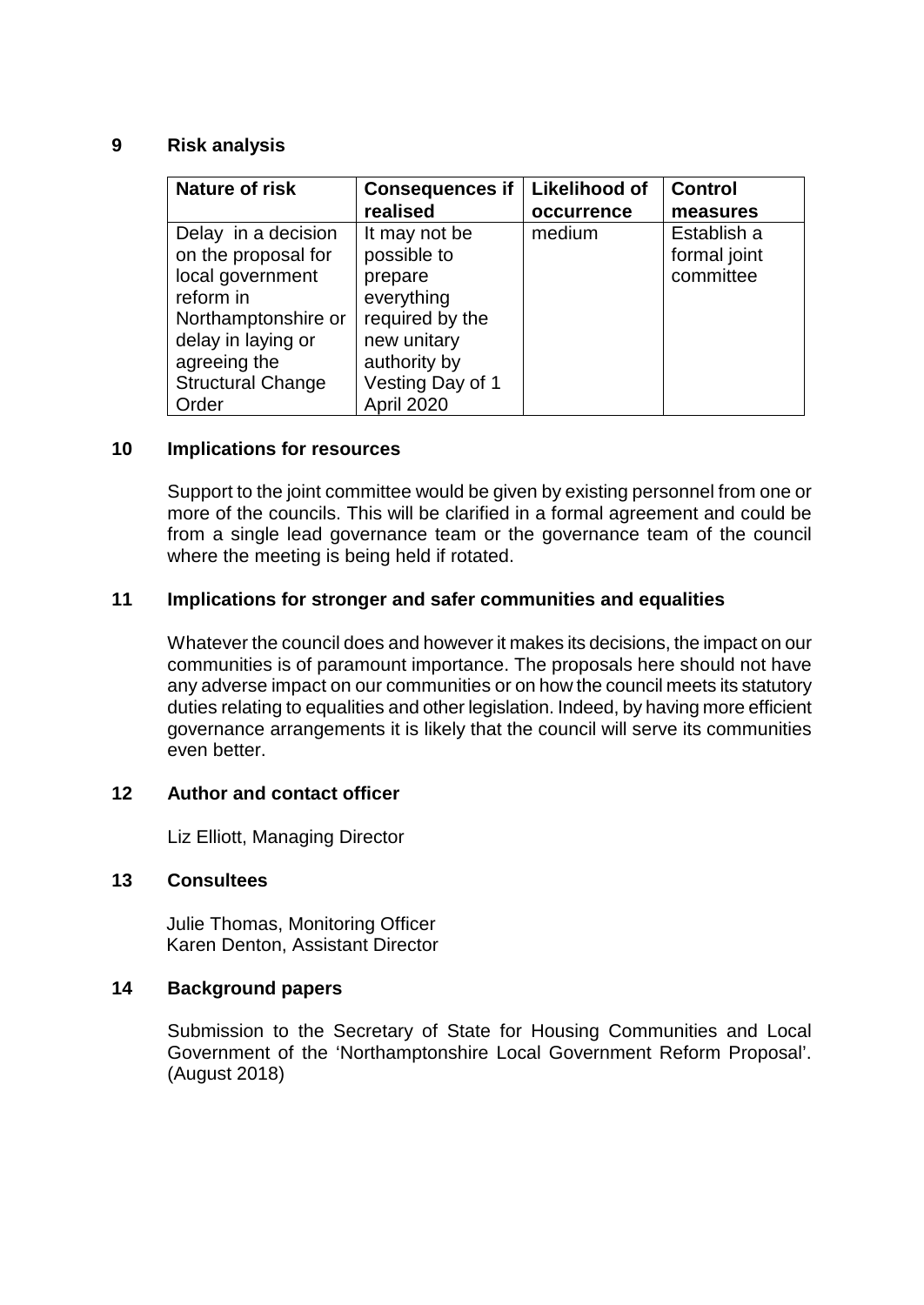## 9 Risk analysis

| Nature of risk | Consequences if realised | Likelihood of occurrence | Control measures |
|---|---|---|---|
| Delay in a decision on the proposal for local government reform in Northamptonshire or delay in laying or agreeing the Structural Change Order | It may not be possible to prepare everything required by the new unitary authority by Vesting Day of 1 April 2020 | medium | Establish a formal joint committee |

## 10 Implications for resources

Support to the joint committee would be given by existing personnel from one or more of the councils. This will be clarified in a formal agreement and could be from a single lead governance team or the governance team of the council where the meeting is being held if rotated.

## 11 Implications for stronger and safer communities and equalities

Whatever the council does and however it makes its decisions, the impact on our communities is of paramount importance. The proposals here should not have any adverse impact on our communities or on how the council meets its statutory duties relating to equalities and other legislation. Indeed, by having more efficient governance arrangements it is likely that the council will serve its communities even better.

## 12 Author and contact officer

Liz Elliott, Managing Director

## 13 Consultees

Julie Thomas, Monitoring Officer
Karen Denton, Assistant Director

## 14 Background papers

Submission to the Secretary of State for Housing Communities and Local Government of the 'Northamptonshire Local Government Reform Proposal'. (August 2018)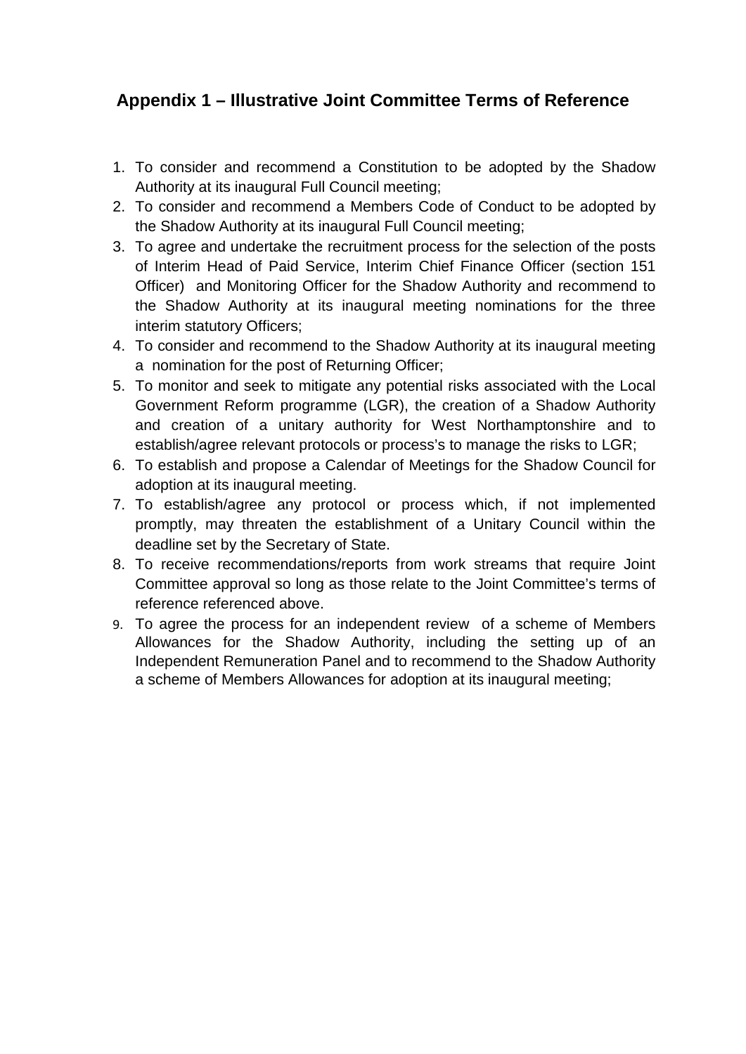## Appendix 1 – Illustrative Joint Committee Terms of Reference

1. To consider and recommend a Constitution to be adopted by the Shadow Authority at its inaugural Full Council meeting;
2. To consider and recommend a Members Code of Conduct to be adopted by the Shadow Authority at its inaugural Full Council meeting;
3. To agree and undertake the recruitment process for the selection of the posts of Interim Head of Paid Service, Interim Chief Finance Officer (section 151 Officer) and Monitoring Officer for the Shadow Authority and recommend to the Shadow Authority at its inaugural meeting nominations for the three interim statutory Officers;
4. To consider and recommend to the Shadow Authority at its inaugural meeting a nomination for the post of Returning Officer;
5. To monitor and seek to mitigate any potential risks associated with the Local Government Reform programme (LGR), the creation of a Shadow Authority and creation of a unitary authority for West Northamptonshire and to establish/agree relevant protocols or process's to manage the risks to LGR;
6. To establish and propose a Calendar of Meetings for the Shadow Council for adoption at its inaugural meeting.
7. To establish/agree any protocol or process which, if not implemented promptly, may threaten the establishment of a Unitary Council within the deadline set by the Secretary of State.
8. To receive recommendations/reports from work streams that require Joint Committee approval so long as those relate to the Joint Committee's terms of reference referenced above.
9. To agree the process for an independent review of a scheme of Members Allowances for the Shadow Authority, including the setting up of an Independent Remuneration Panel and to recommend to the Shadow Authority a scheme of Members Allowances for adoption at its inaugural meeting;